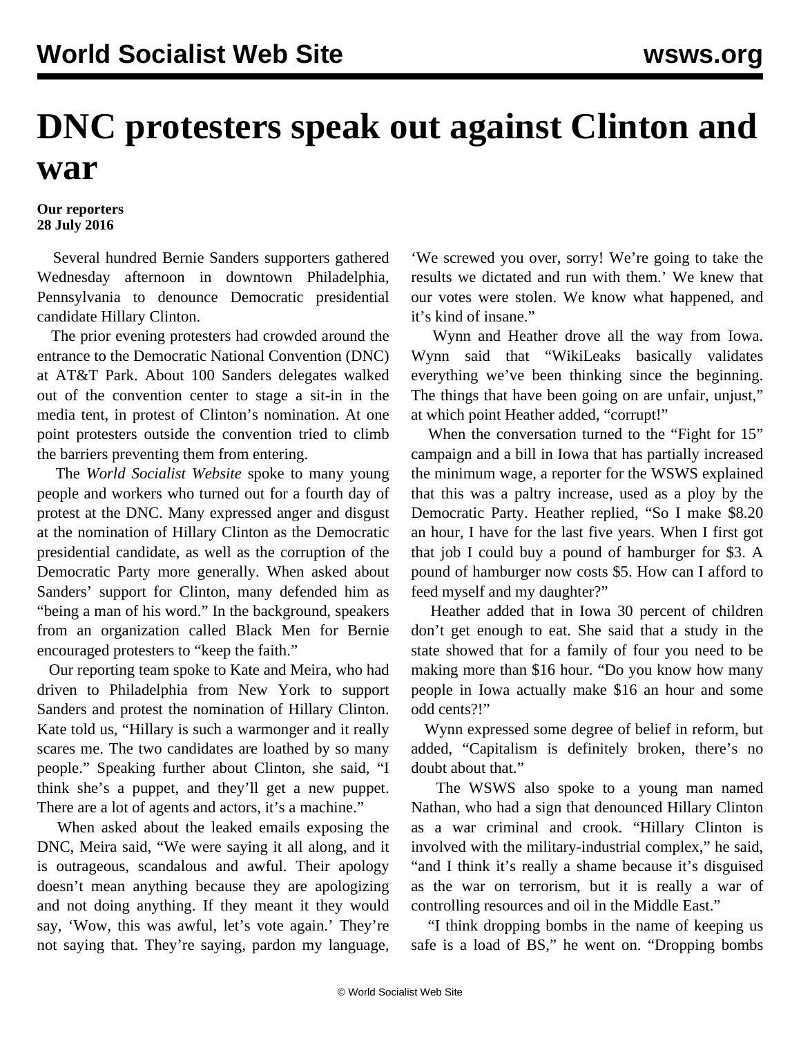# DNC protesters speak out against Clinton and war

**Our reporters**
**28 July 2016**

Several hundred Bernie Sanders supporters gathered Wednesday afternoon in downtown Philadelphia, Pennsylvania to denounce Democratic presidential candidate Hillary Clinton.

The prior evening protesters had crowded around the entrance to the Democratic National Convention (DNC) at AT&T Park. About 100 Sanders delegates walked out of the convention center to stage a sit-in in the media tent, in protest of Clinton's nomination. At one point protesters outside the convention tried to climb the barriers preventing them from entering.

The *World Socialist Website* spoke to many young people and workers who turned out for a fourth day of protest at the DNC. Many expressed anger and disgust at the nomination of Hillary Clinton as the Democratic presidential candidate, as well as the corruption of the Democratic Party more generally. When asked about Sanders' support for Clinton, many defended him as "being a man of his word." In the background, speakers from an organization called Black Men for Bernie encouraged protesters to "keep the faith."

Our reporting team spoke to Kate and Meira, who had driven to Philadelphia from New York to support Sanders and protest the nomination of Hillary Clinton. Kate told us, "Hillary is such a warmonger and it really scares me. The two candidates are loathed by so many people." Speaking further about Clinton, she said, "I think she's a puppet, and they'll get a new puppet. There are a lot of agents and actors, it's a machine."

When asked about the leaked emails exposing the DNC, Meira said, "We were saying it all along, and it is outrageous, scandalous and awful. Their apology doesn't mean anything because they are apologizing and not doing anything. If they meant it they would say, 'Wow, this was awful, let's vote again.' They're not saying that. They're saying, pardon my language, 'We screwed you over, sorry! We're going to take the results we dictated and run with them.' We knew that our votes were stolen. We know what happened, and it's kind of insane."

Wynn and Heather drove all the way from Iowa. Wynn said that "WikiLeaks basically validates everything we've been thinking since the beginning. The things that have been going on are unfair, unjust," at which point Heather added, "corrupt!"

When the conversation turned to the "Fight for 15" campaign and a bill in Iowa that has partially increased the minimum wage, a reporter for the WSWS explained that this was a paltry increase, used as a ploy by the Democratic Party. Heather replied, "So I make $8.20 an hour, I have for the last five years. When I first got that job I could buy a pound of hamburger for $3. A pound of hamburger now costs $5. How can I afford to feed myself and my daughter?"

Heather added that in Iowa 30 percent of children don't get enough to eat. She said that a study in the state showed that for a family of four you need to be making more than $16 hour. "Do you know how many people in Iowa actually make $16 an hour and some odd cents?!"

Wynn expressed some degree of belief in reform, but added, "Capitalism is definitely broken, there's no doubt about that."

The WSWS also spoke to a young man named Nathan, who had a sign that denounced Hillary Clinton as a war criminal and crook. "Hillary Clinton is involved with the military-industrial complex," he said, "and I think it's really a shame because it's disguised as the war on terrorism, but it is really a war of controlling resources and oil in the Middle East."

"I think dropping bombs in the name of keeping us safe is a load of BS," he went on. "Dropping bombs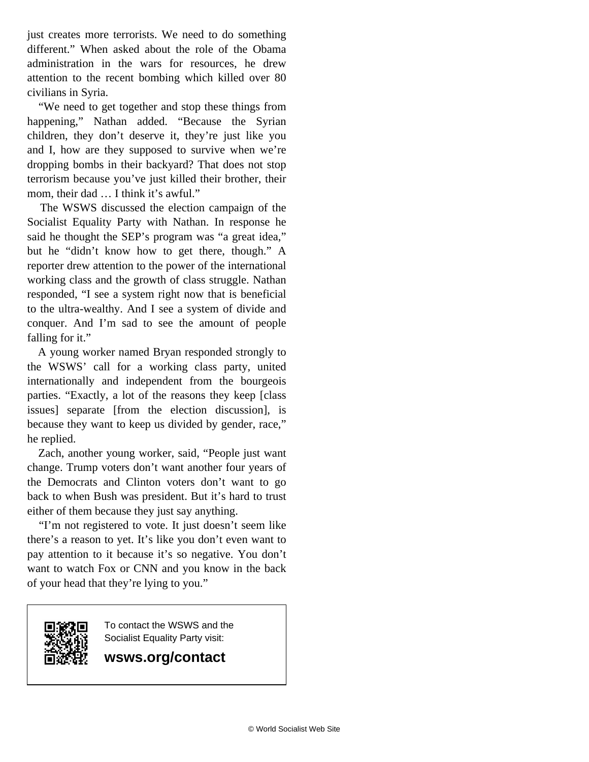just creates more terrorists. We need to do something different." When asked about the role of the Obama administration in the wars for resources, he drew attention to the recent bombing which killed over 80 civilians in Syria.

"We need to get together and stop these things from happening," Nathan added. "Because the Syrian children, they don't deserve it, they're just like you and I, how are they supposed to survive when we're dropping bombs in their backyard? That does not stop terrorism because you've just killed their brother, their mom, their dad … I think it's awful."

The WSWS discussed the election campaign of the Socialist Equality Party with Nathan. In response he said he thought the SEP's program was "a great idea," but he "didn't know how to get there, though." A reporter drew attention to the power of the international working class and the growth of class struggle. Nathan responded, "I see a system right now that is beneficial to the ultra-wealthy. And I see a system of divide and conquer. And I'm sad to see the amount of people falling for it."

A young worker named Bryan responded strongly to the WSWS' call for a working class party, united internationally and independent from the bourgeois parties. "Exactly, a lot of the reasons they keep [class issues] separate [from the election discussion], is because they want to keep us divided by gender, race," he replied.

Zach, another young worker, said, "People just want change. Trump voters don't want another four years of the Democrats and Clinton voters don't want to go back to when Bush was president. But it's hard to trust either of them because they just say anything.

"I'm not registered to vote. It just doesn't seem like there's a reason to yet. It's like you don't even want to pay attention to it because it's so negative. You don't want to watch Fox or CNN and you know in the back of your head that they're lying to you."

To contact the WSWS and the Socialist Equality Party visit:

**wsws.org/contact**

© World Socialist Web Site